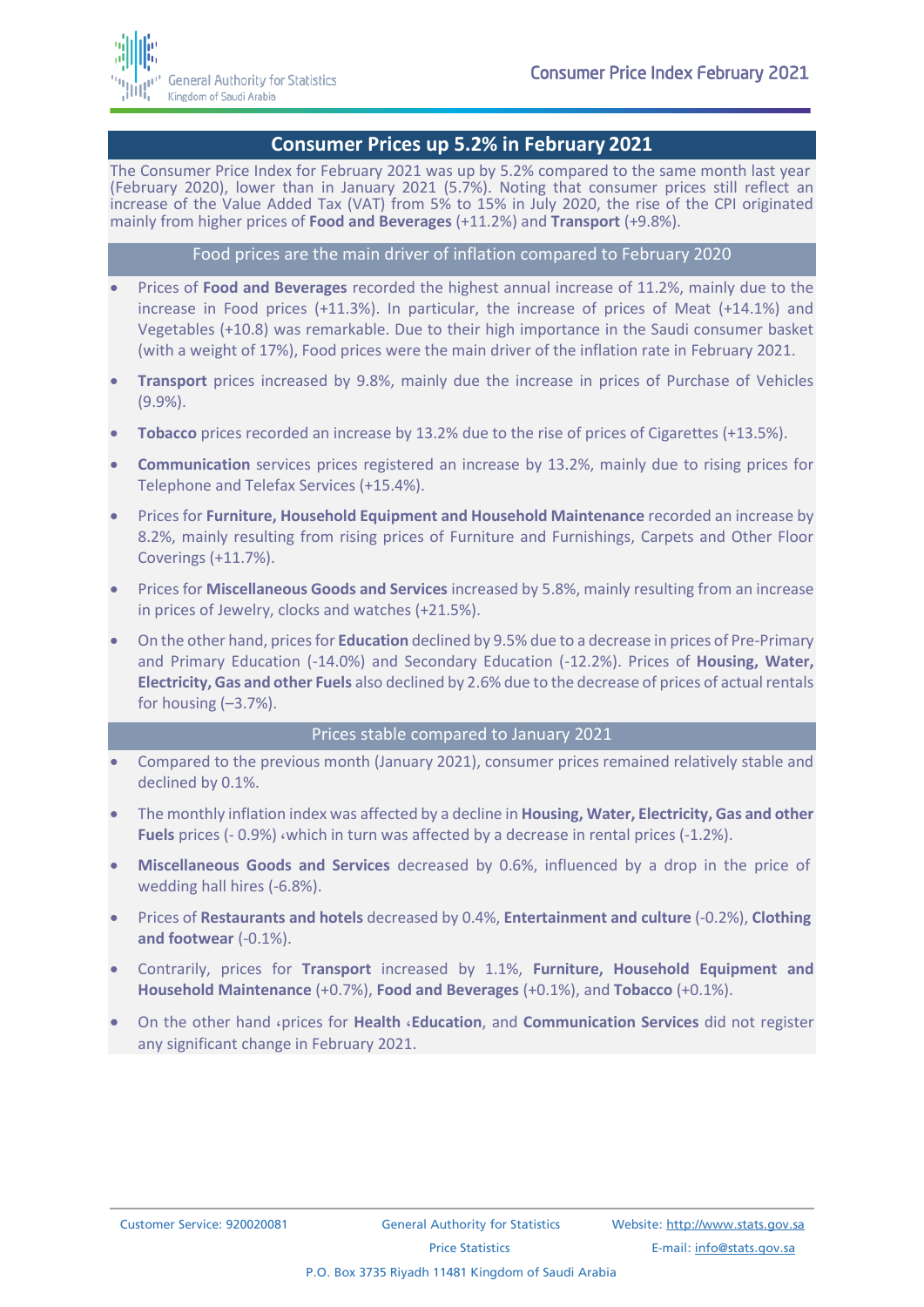# Consumer Prices up 5.2% in February 2021

The Consumer Price Index for February 2021 was up by 5.2% compared to the same month last year (February 2020), lower than in January 2021 (5.7%). Noting that consumer prices still reflect an increase of the Value Added Tax (VAT) from 5% to 15% in July 2020, the rise of the CPI originated mainly from higher prices of **Food and Beverages** (+11.2%) and **Transport** (+9.8%).

## Food prices are the main driver of inflation compared to February 2020

- Prices of **Food and Beverages** recorded the highest annual increase of 11.2%, mainly due to the increase in Food prices (+11.3%). In particular, the increase of prices of Meat (+14.1%) and Vegetables (+10.8) was remarkable. Due to their high importance in the Saudi consumer basket (with a weight of 17%), Food prices were the main driver of the inflation rate in February 2021.
- **Transport** prices increased by 9.8%, mainly due the increase in prices of Purchase of Vehicles (9.9%).
- **Tobacco** prices recorded an increase by 13.2% due to the rise of prices of Cigarettes (+13.5%).
- **Communication** services prices registered an increase by 13.2%, mainly due to rising prices for Telephone and Telefax Services (+15.4%).
- Prices for **Furniture, Household Equipment and Household Maintenance** recorded an increase by 8.2%, mainly resulting from rising prices of Furniture and Furnishings, Carpets and Other Floor Coverings (+11.7%).
- Prices for **Miscellaneous Goods and Services** increased by 5.8%, mainly resulting from an increase in prices of Jewelry, clocks and watches (+21.5%).
- On the other hand, prices for **Education** declined by 9.5% due to a decrease in prices of Pre-Primary and Primary Education (-14.0%) and Secondary Education (-12.2%). Prices of **Housing, Water, Electricity, Gas and other Fuels** also declined by 2.6% due to the decrease of prices of actual rentals for housing (–3.7%).

## Prices stable compared to January 2021

- Compared to the previous month (January 2021), consumer prices remained relatively stable and declined by 0.1%.
- The monthly inflation index was affected by a decline in **Housing, Water, Electricity, Gas and other Fuels** prices (- 0.9%) ،which in turn was affected by a decrease in rental prices (-1.2%).
- **Miscellaneous Goods and Services** decreased by 0.6%, influenced by a drop in the price of wedding hall hires (-6.8%).
- Prices of **Restaurants and hotels** decreased by 0.4%, **Entertainment and culture** (-0.2%), **Clothing and footwear** (-0.1%).
- Contrarily, prices for **Transport** increased by 1.1%, **Furniture, Household Equipment and Household Maintenance** (+0.7%), **Food and Beverages** (+0.1%), and **Tobacco** (+0.1%).
- On the other hand ،prices for **Health** ،**Education**, and **Communication Services** did not register any significant change in February 2021.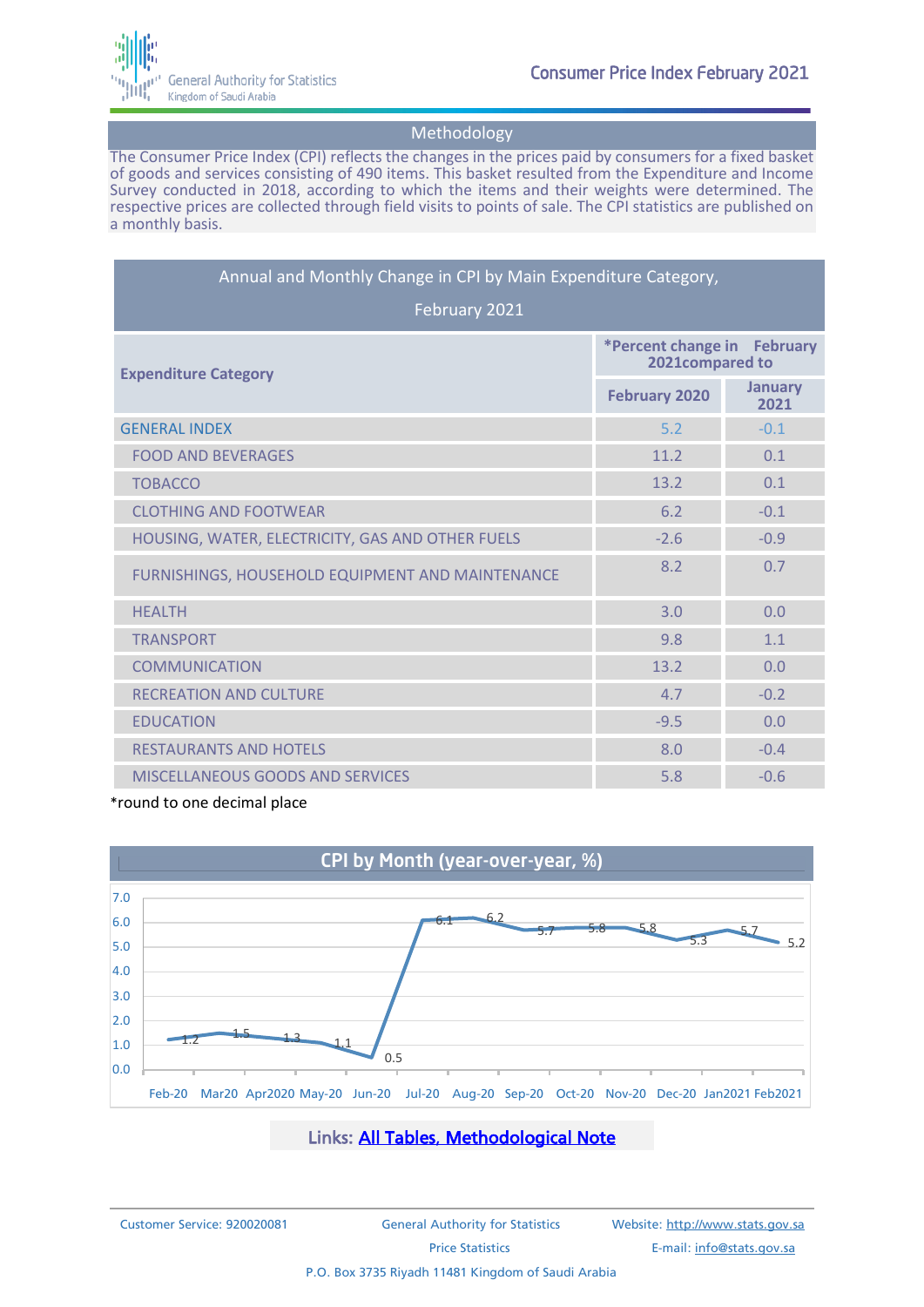## Methodology

The Consumer Price Index (CPI) reflects the changes in the prices paid by consumers for a fixed basket of goods and services consisting of 490 items. This basket resulted from the Expenditure and Income Survey conducted in 2018, according to which the items and their weights were determined. The respective prices are collected through field visits to points of sale. The CPI statistics are published on a monthly basis.

### Annual and Monthly Change in CPI by Main Expenditure Category, February 2021

| Expenditure Category | *Percent change in February 2021compared to | |
|---|---|---|
| | February 2020 | January 2021 |
| GENERAL INDEX | 5.2 | -0.1 |
| FOOD AND BEVERAGES | 11.2 | 0.1 |
| TOBACCO | 13.2 | 0.1 |
| CLOTHING AND FOOTWEAR | 6.2 | -0.1 |
| HOUSING, WATER, ELECTRICITY, GAS AND OTHER FUELS | -2.6 | -0.9 |
| FURNISHINGS, HOUSEHOLD EQUIPMENT AND MAINTENANCE | 8.2 | 0.7 |
| HEALTH | 3.0 | 0.0 |
| TRANSPORT | 9.8 | 1.1 |
| COMMUNICATION | 13.2 | 0.0 |
| RECREATION AND CULTURE | 4.7 | -0.2 |
| EDUCATION | -9.5 | 0.0 |
| RESTAURANTS AND HOTELS | 8.0 | -0.4 |
| MISCELLANEOUS GOODS AND SERVICES | 5.8 | -0.6 |

*round to one decimal place

### CPI by Month (year-over-year, %)

7.0
6.0
5.0
4.0
3.0
2.0
1.0
0.0

1.2, 1.5, 1.3, 1.1, 0.5, 6.1, 6.2, 5.7, 5.8, 5.8, 5.3, 5.7, 5.2

Feb-20, Mar20, Apr2020, May-20, Jun-20, Jul-20, Aug-20, Sep-20, Oct-20, Nov-20, Dec-20, Jan2021, Feb2021

Links: All Tables, Methodological Note

Customer Service: 920020081

General Authority for Statistics
Price Statistics

Website: http://www.stats.gov.sa
E-mail: info@stats.gov.sa

P.O. Box 3735 Riyadh 11481 Kingdom of Saudi Arabia